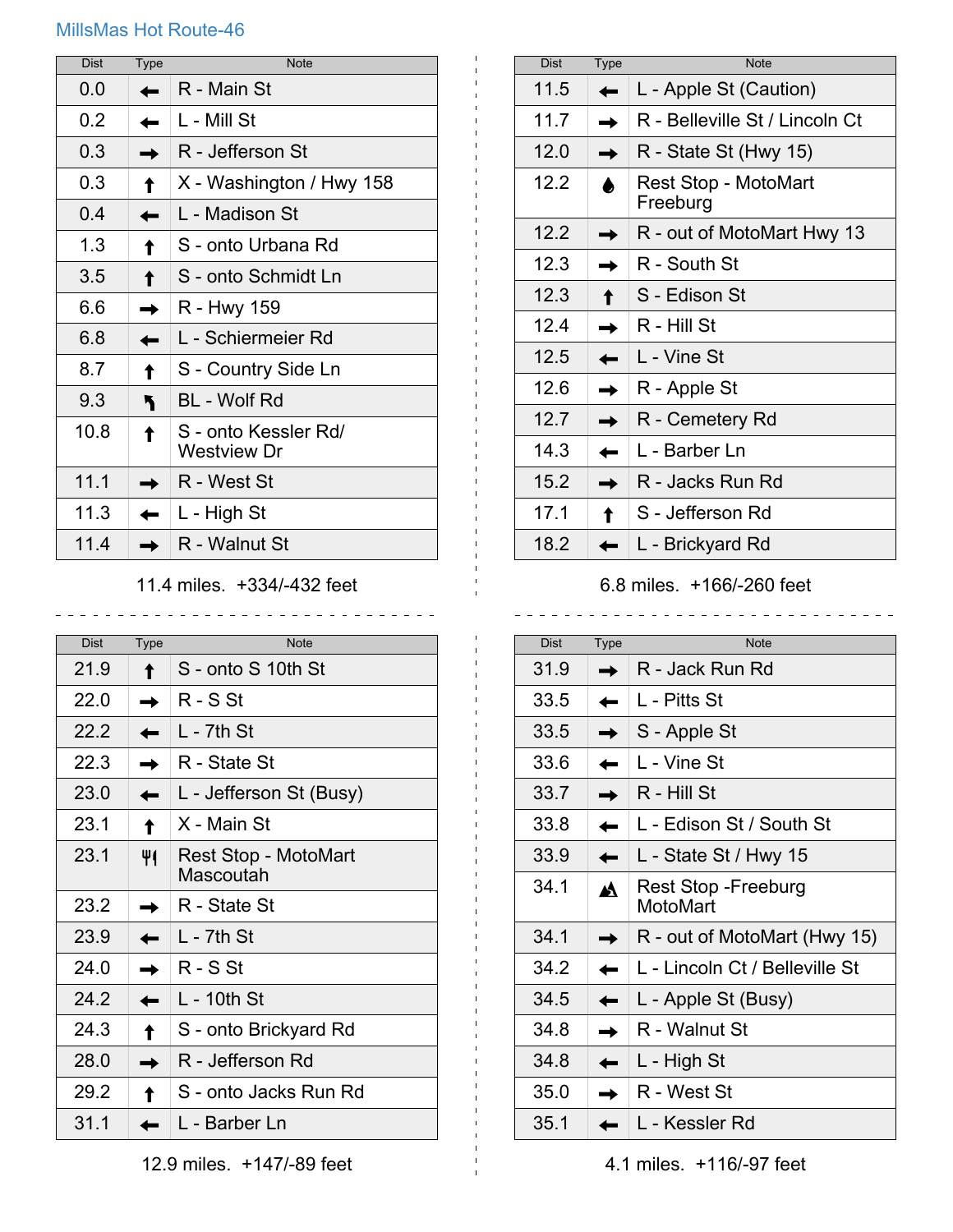# MillsMas Hot Route-46

| Dist | Type | Note |
|---|---|---|
| 0.0 | ← | R - Main St |
| 0.2 | ← | L - Mill St |
| 0.3 | → | R - Jefferson St |
| 0.3 | ↑ | X - Washington / Hwy 158 |
| 0.4 | ← | L - Madison St |
| 1.3 | ↑ | S - onto Urbana Rd |
| 3.5 | ↑ | S - onto Schmidt Ln |
| 6.6 | → | R - Hwy 159 |
| 6.8 | ← | L - Schiermeier Rd |
| 8.7 | ↑ | S - Country Side Ln |
| 9.3 | ↰ | BL - Wolf Rd |
| 10.8 | ↑ | S - onto Kessler Rd/ Westview Dr |
| 11.1 | → | R - West St |
| 11.3 | ← | L - High St |
| 11.4 | → | R - Walnut St |

11.4 miles. +334/-432 feet

| Dist | Type | Note |
|---|---|---|
| 11.5 | ← | L - Apple St (Caution) |
| 11.7 | → | R - Belleville St / Lincoln Ct |
| 12.0 | → | R - State St (Hwy 15) |
| 12.2 | 💧 | Rest Stop - MotoMart Freeburg |
| 12.2 | → | R - out of MotoMart Hwy 13 |
| 12.3 | → | R - South St |
| 12.3 | ↑ | S - Edison St |
| 12.4 | → | R - Hill St |
| 12.5 | ← | L - Vine St |
| 12.6 | → | R - Apple St |
| 12.7 | → | R - Cemetery Rd |
| 14.3 | ← | L - Barber Ln |
| 15.2 | → | R - Jacks Run Rd |
| 17.1 | ↑ | S - Jefferson Rd |
| 18.2 | ← | L - Brickyard Rd |

6.8 miles. +166/-260 feet

| Dist | Type | Note |
|---|---|---|
| 21.9 | ↑ | S - onto S 10th St |
| 22.0 | → | R - S St |
| 22.2 | ← | L - 7th St |
| 22.3 | → | R - State St |
| 23.0 | ← | L - Jefferson St (Busy) |
| 23.1 | ↑ | X - Main St |
| 23.1 | 🍴 | Rest Stop - MotoMart Mascoutah |
| 23.2 | → | R - State St |
| 23.9 | ← | L - 7th St |
| 24.0 | → | R - S St |
| 24.2 | ← | L - 10th St |
| 24.3 | ↑ | S - onto Brickyard Rd |
| 28.0 | → | R - Jefferson Rd |
| 29.2 | ↑ | S - onto Jacks Run Rd |
| 31.1 | ← | L - Barber Ln |

12.9 miles. +147/-89 feet

| Dist | Type | Note |
|---|---|---|
| 31.9 | → | R - Jack Run Rd |
| 33.5 | ← | L - Pitts St |
| 33.5 | → | S - Apple St |
| 33.6 | ← | L - Vine St |
| 33.7 | → | R - Hill St |
| 33.8 | ← | L - Edison St / South St |
| 33.9 | ← | L - State St / Hwy 15 |
| 34.1 | ⛰ | Rest Stop -Freeburg MotoMart |
| 34.1 | → | R - out of MotoMart (Hwy 15) |
| 34.2 | ← | L - Lincoln Ct / Belleville St |
| 34.5 | ← | L - Apple St (Busy) |
| 34.8 | → | R - Walnut St |
| 34.8 | ← | L - High St |
| 35.0 | → | R - West St |
| 35.1 | ← | L - Kessler Rd |

4.1 miles. +116/-97 feet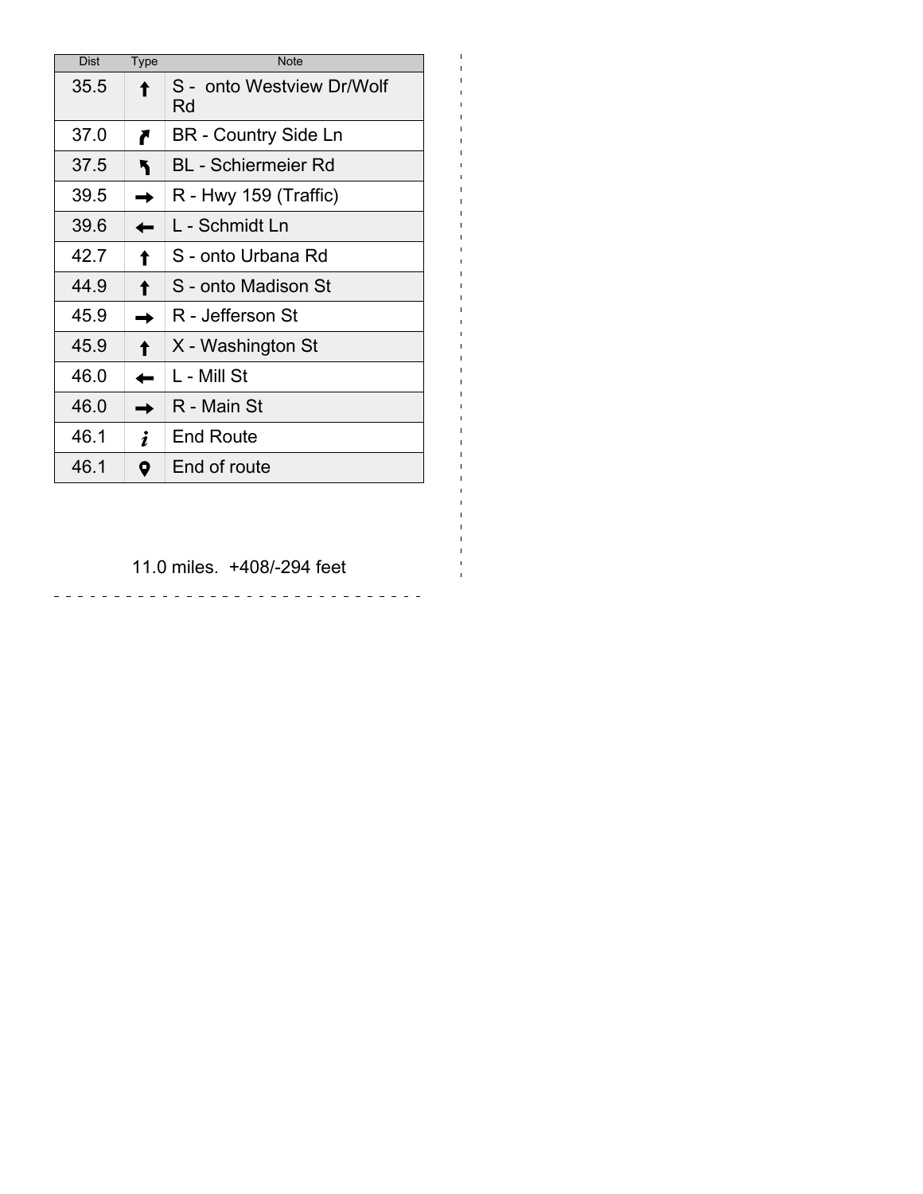| Dist | Type | Note |
| --- | --- | --- |
| 35.5 | ↑ | S - onto Westview Dr/Wolf Rd |
| 37.0 | ↱ | BR - Country Side Ln |
| 37.5 | ↰ | BL - Schiermeier Rd |
| 39.5 | → | R - Hwy 159 (Traffic) |
| 39.6 | ← | L - Schmidt Ln |
| 42.7 | ↑ | S - onto Urbana Rd |
| 44.9 | ↑ | S - onto Madison St |
| 45.9 | → | R - Jefferson St |
| 45.9 | ↑ | X - Washington St |
| 46.0 | ← | L - Mill St |
| 46.0 | → | R - Main St |
| 46.1 | i | End Route |
| 46.1 | ⚲ | End of route |

11.0 miles. +408/-294 feet